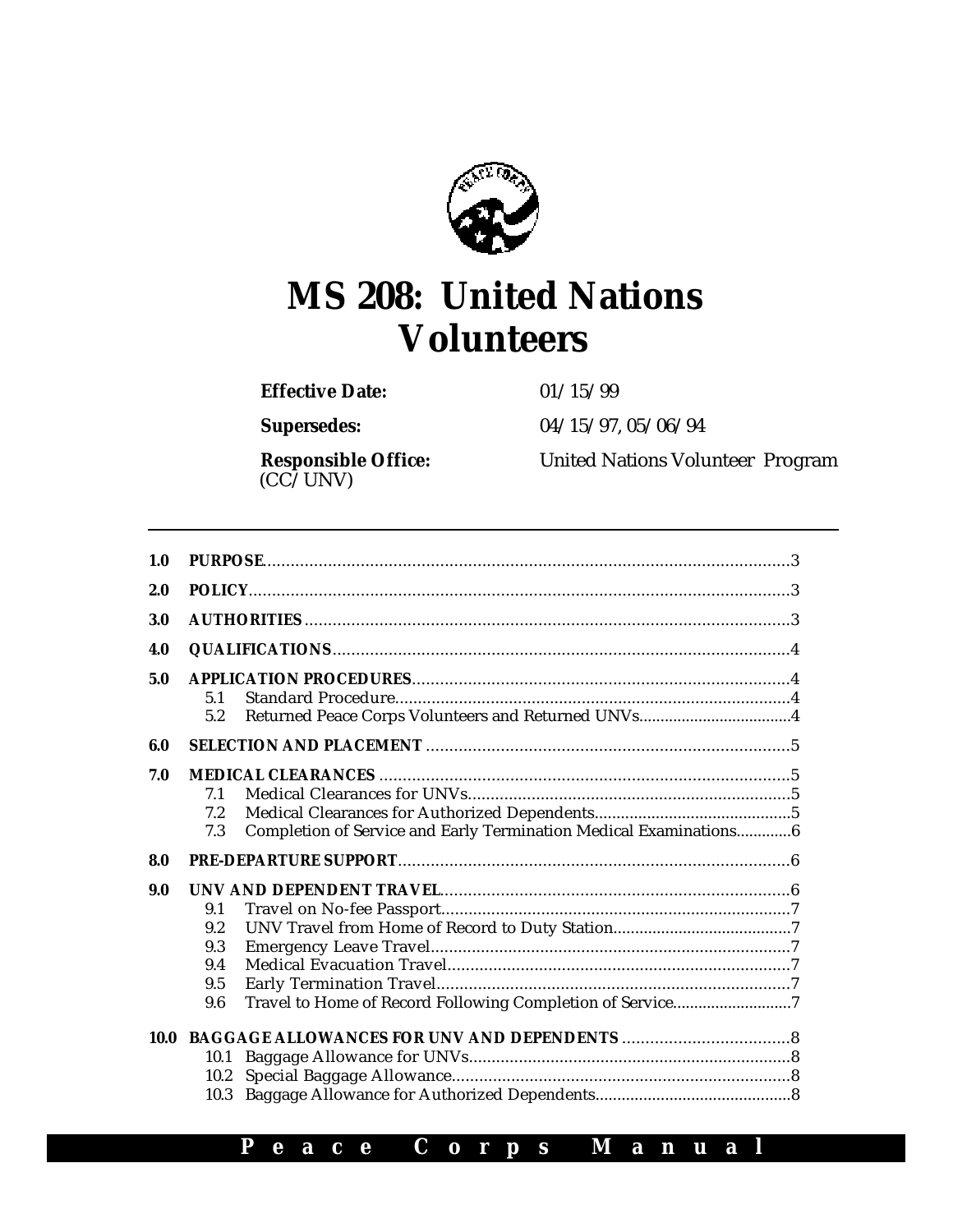# MS 208: United Nations Volunteers

**Effective Date:** 01/15/99

**Supersedes:** 04/15/97, 05/06/94

**Responsible Office:** United Nations Volunteer Program (CC/UNV)

---

| | | |
|---|---|---|
| **1.0** | **PURPOSE** | 3 |
| **2.0** | **POLICY** | 3 |
| **3.0** | **AUTHORITIES** | 3 |
| **4.0** | **QUALIFICATIONS** | 4 |
| **5.0** | **APPLICATION PROCEDURES** | 4 |
| | 5.1 Standard Procedure | 4 |
| | 5.2 Returned Peace Corps Volunteers and Returned UNVs | 4 |
| **6.0** | **SELECTION AND PLACEMENT** | 5 |
| **7.0** | **MEDICAL CLEARANCES** | 5 |
| | 7.1 Medical Clearances for UNVs | 5 |
| | 7.2 Medical Clearances for Authorized Dependents | 5 |
| | 7.3 Completion of Service and Early Termination Medical Examinations | 6 |
| **8.0** | **PRE-DEPARTURE SUPPORT** | 6 |
| **9.0** | **UNV AND DEPENDENT TRAVEL** | 6 |
| | 9.1 Travel on No-fee Passport | 7 |
| | 9.2 UNV Travel from Home of Record to Duty Station | 7 |
| | 9.3 Emergency Leave Travel | 7 |
| | 9.4 Medical Evacuation Travel | 7 |
| | 9.5 Early Termination Travel | 7 |
| | 9.6 Travel to Home of Record Following Completion of Service | 7 |
| **10.0** | **BAGGAGE ALLOWANCES FOR UNV AND DEPENDENTS** | 8 |
| | 10.1 Baggage Allowance for UNVs | 8 |
| | 10.2 Special Baggage Allowance | 8 |
| | 10.3 Baggage Allowance for Authorized Dependents | 8 |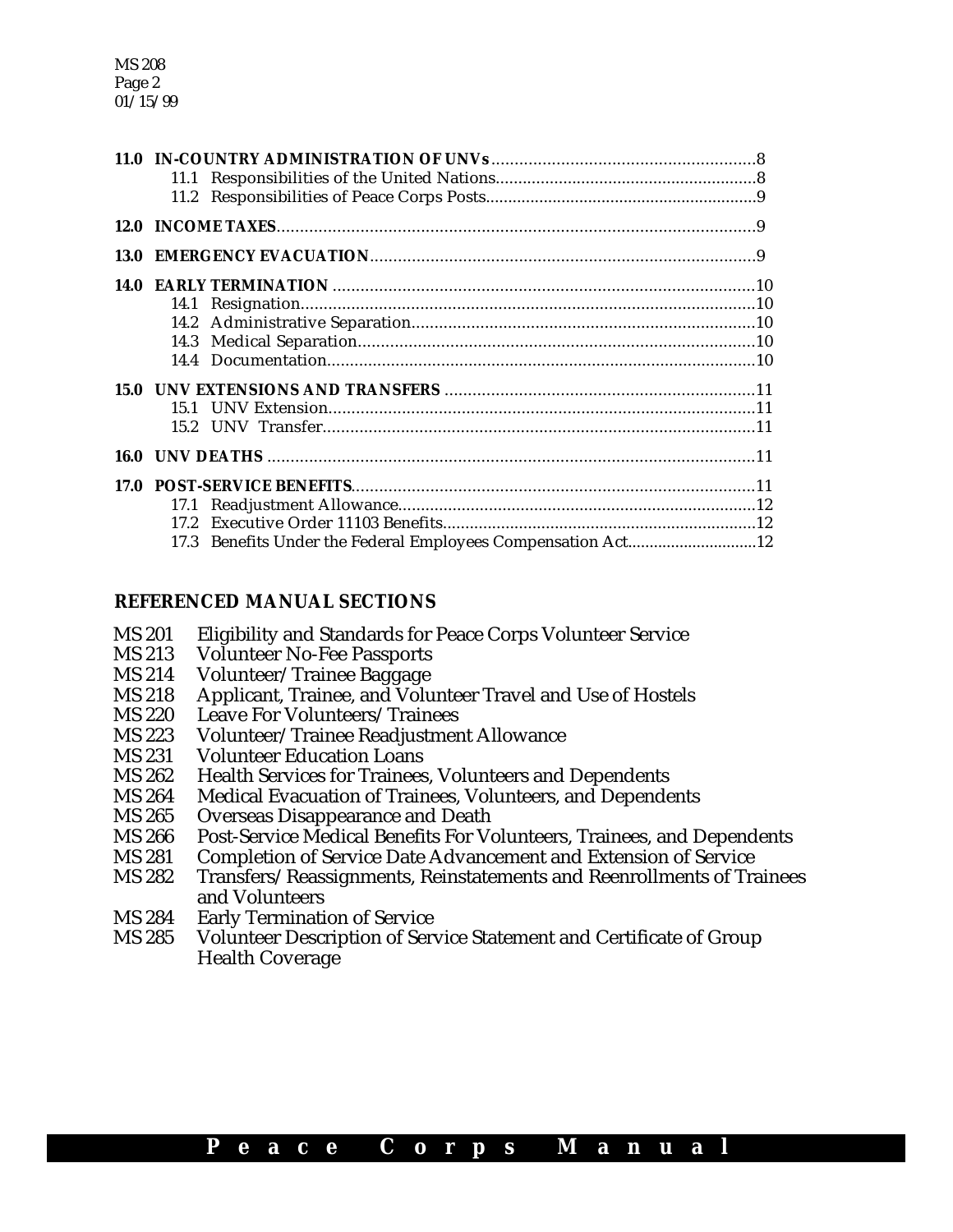| | | |
|---|---|---|
| **11.0** | **IN-COUNTRY ADMINISTRATION OF UNVs** | 8 |
| | 11.1 Responsibilities of the United Nations | 8 |
| | 11.2 Responsibilities of Peace Corps Posts | 9 |
| **12.0** | **INCOME TAXES** | 9 |
| **13.0** | **EMERGENCY EVACUATION** | 9 |
| **14.0** | **EARLY TERMINATION** | 10 |
| | 14.1 Resignation | 10 |
| | 14.2 Administrative Separation | 10 |
| | 14.3 Medical Separation | 10 |
| | 14.4 Documentation | 10 |
| **15.0** | **UNV EXTENSIONS AND TRANSFERS** | 11 |
| | 15.1 UNV Extension | 11 |
| | 15.2 UNV Transfer | 11 |
| **16.0** | **UNV DEATHS** | 11 |
| **17.0** | **POST-SERVICE BENEFITS** | 11 |
| | 17.1 Readjustment Allowance | 12 |
| | 17.2 Executive Order 11103 Benefits | 12 |
| | 17.3 Benefits Under the Federal Employees Compensation Act | 12 |

## REFERENCED MANUAL SECTIONS

- MS 201 Eligibility and Standards for Peace Corps Volunteer Service
- MS 213 Volunteer No-Fee Passports
- MS 214 Volunteer/Trainee Baggage
- MS 218 Applicant, Trainee, and Volunteer Travel and Use of Hostels
- MS 220 Leave For Volunteers/Trainees
- MS 223 Volunteer/Trainee Readjustment Allowance
- MS 231 Volunteer Education Loans
- MS 262 Health Services for Trainees, Volunteers and Dependents
- MS 264 Medical Evacuation of Trainees, Volunteers, and Dependents
- MS 265 Overseas Disappearance and Death
- MS 266 Post-Service Medical Benefits For Volunteers, Trainees, and Dependents
- MS 281 Completion of Service Date Advancement and Extension of Service
- MS 282 Transfers/Reassignments, Reinstatements and Reenrollments of Trainees and Volunteers
- MS 284 Early Termination of Service
- MS 285 Volunteer Description of Service Statement and Certificate of Group Health Coverage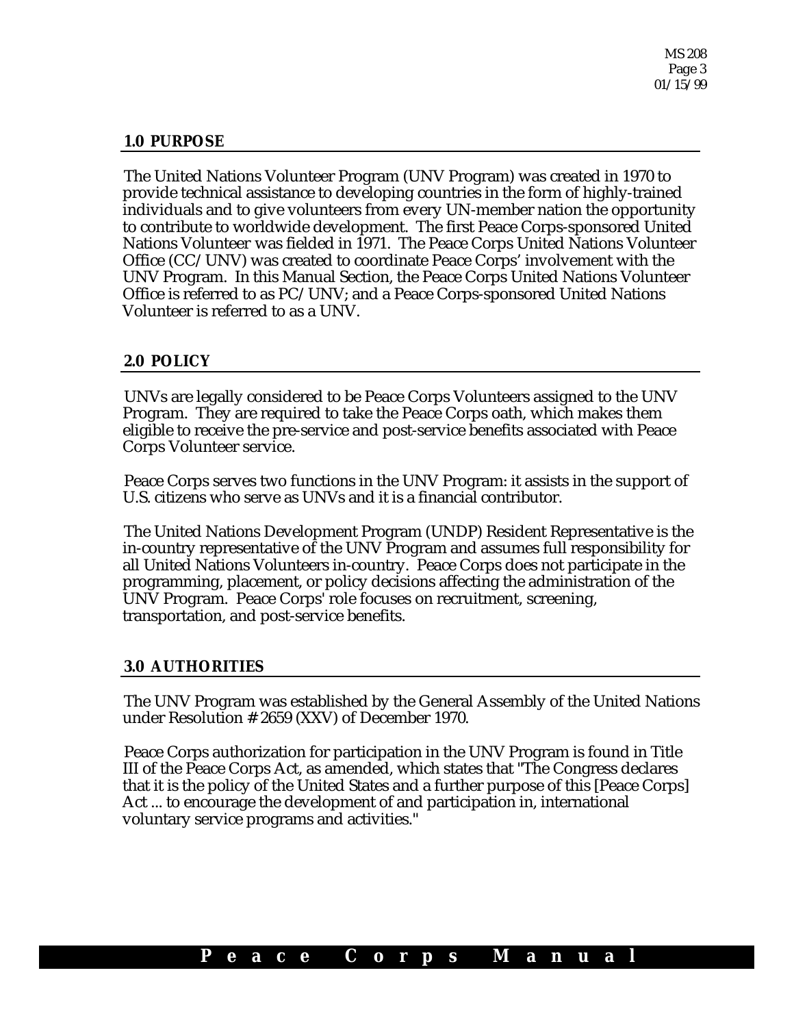## 1.0 PURPOSE

The United Nations Volunteer Program (UNV Program) was created in 1970 to provide technical assistance to developing countries in the form of highly-trained individuals and to give volunteers from every UN-member nation the opportunity to contribute to worldwide development. The first Peace Corps-sponsored United Nations Volunteer was fielded in 1971. The Peace Corps United Nations Volunteer Office (CC/UNV) was created to coordinate Peace Corps' involvement with the UNV Program. In this Manual Section, the Peace Corps United Nations Volunteer Office is referred to as PC/UNV; and a Peace Corps-sponsored United Nations Volunteer is referred to as a UNV.

## 2.0 POLICY

UNVs are legally considered to be Peace Corps Volunteers assigned to the UNV Program. They are required to take the Peace Corps oath, which makes them eligible to receive the pre-service and post-service benefits associated with Peace Corps Volunteer service.

Peace Corps serves two functions in the UNV Program: it assists in the support of U.S. citizens who serve as UNVs and it is a financial contributor.

The United Nations Development Program (UNDP) Resident Representative is the in-country representative of the UNV Program and assumes full responsibility for all United Nations Volunteers in-country. Peace Corps does not participate in the programming, placement, or policy decisions affecting the administration of the UNV Program. Peace Corps' role focuses on recruitment, screening, transportation, and post-service benefits.

## 3.0 AUTHORITIES

The UNV Program was established by the General Assembly of the United Nations under Resolution # 2659 (XXV) of December 1970.

Peace Corps authorization for participation in the UNV Program is found in Title III of the Peace Corps Act, as amended, which states that "The Congress declares that it is the policy of the United States and a further purpose of this [Peace Corps] Act ... to encourage the development of and participation in, international voluntary service programs and activities."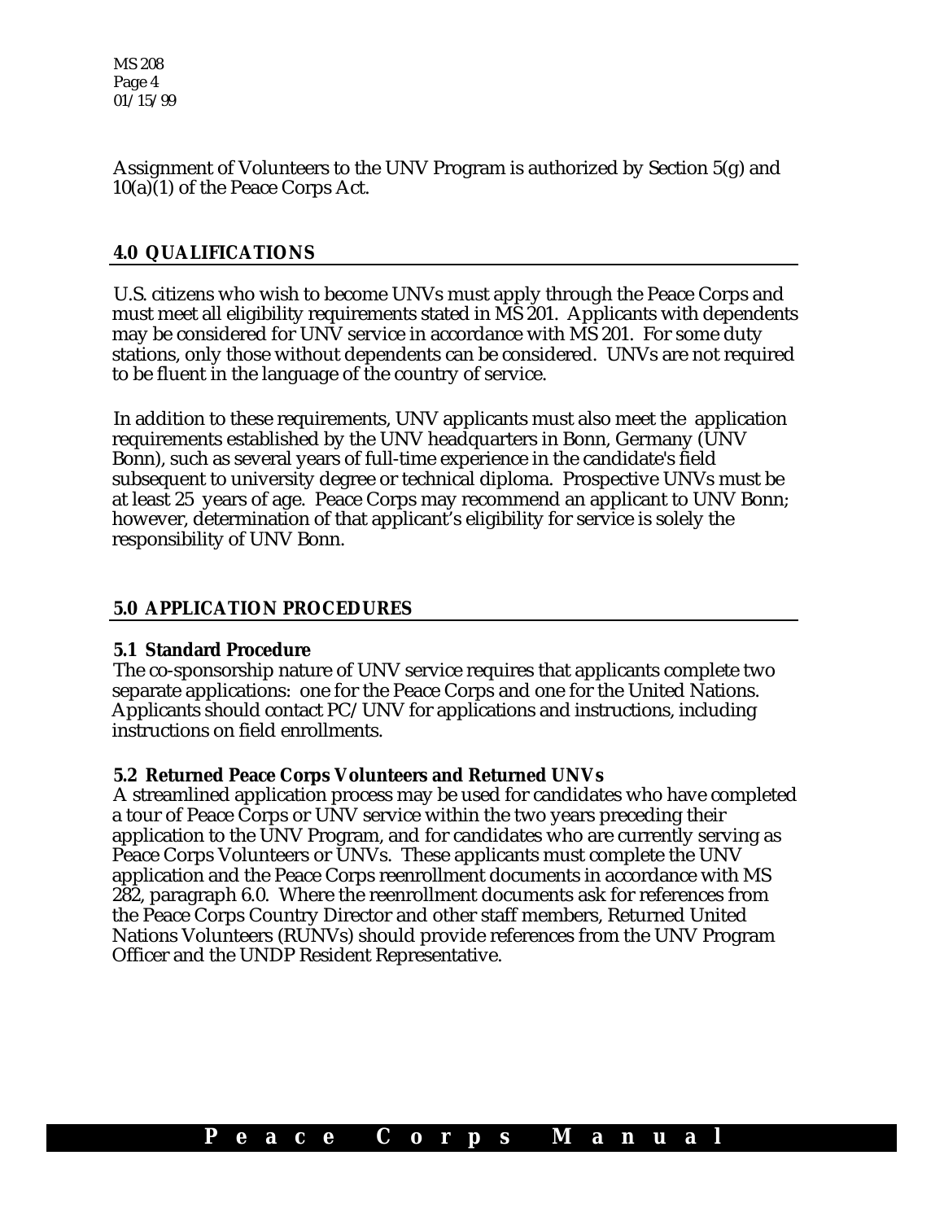Assignment of Volunteers to the UNV Program is authorized by Section 5(g) and 10(a)(1) of the Peace Corps Act.

## 4.0 QUALIFICATIONS

U.S. citizens who wish to become UNVs must apply through the Peace Corps and must meet all eligibility requirements stated in MS 201. Applicants with dependents may be considered for UNV service in accordance with MS 201. For some duty stations, only those without dependents can be considered. UNVs are not required to be fluent in the language of the country of service.

In addition to these requirements, UNV applicants must also meet the application requirements established by the UNV headquarters in Bonn, Germany (UNV Bonn), such as several years of full-time experience in the candidate's field subsequent to university degree or technical diploma. Prospective UNVs must be at least 25 years of age. Peace Corps may recommend an applicant to UNV Bonn; however, determination of that applicant's eligibility for service is solely the responsibility of UNV Bonn.

## 5.0 APPLICATION PROCEDURES

### 5.1 Standard Procedure

The co-sponsorship nature of UNV service requires that applicants complete two separate applications: one for the Peace Corps and one for the United Nations. Applicants should contact PC/UNV for applications and instructions, including instructions on field enrollments.

### 5.2 Returned Peace Corps Volunteers and Returned UNVs

A streamlined application process may be used for candidates who have completed a tour of Peace Corps or UNV service within the two years preceding their application to the UNV Program, and for candidates who are currently serving as Peace Corps Volunteers or UNVs. These applicants must complete the UNV application and the Peace Corps reenrollment documents in accordance with MS 282, paragraph 6.0. Where the reenrollment documents ask for references from the Peace Corps Country Director and other staff members, Returned United Nations Volunteers (RUNVs) should provide references from the UNV Program Officer and the UNDP Resident Representative.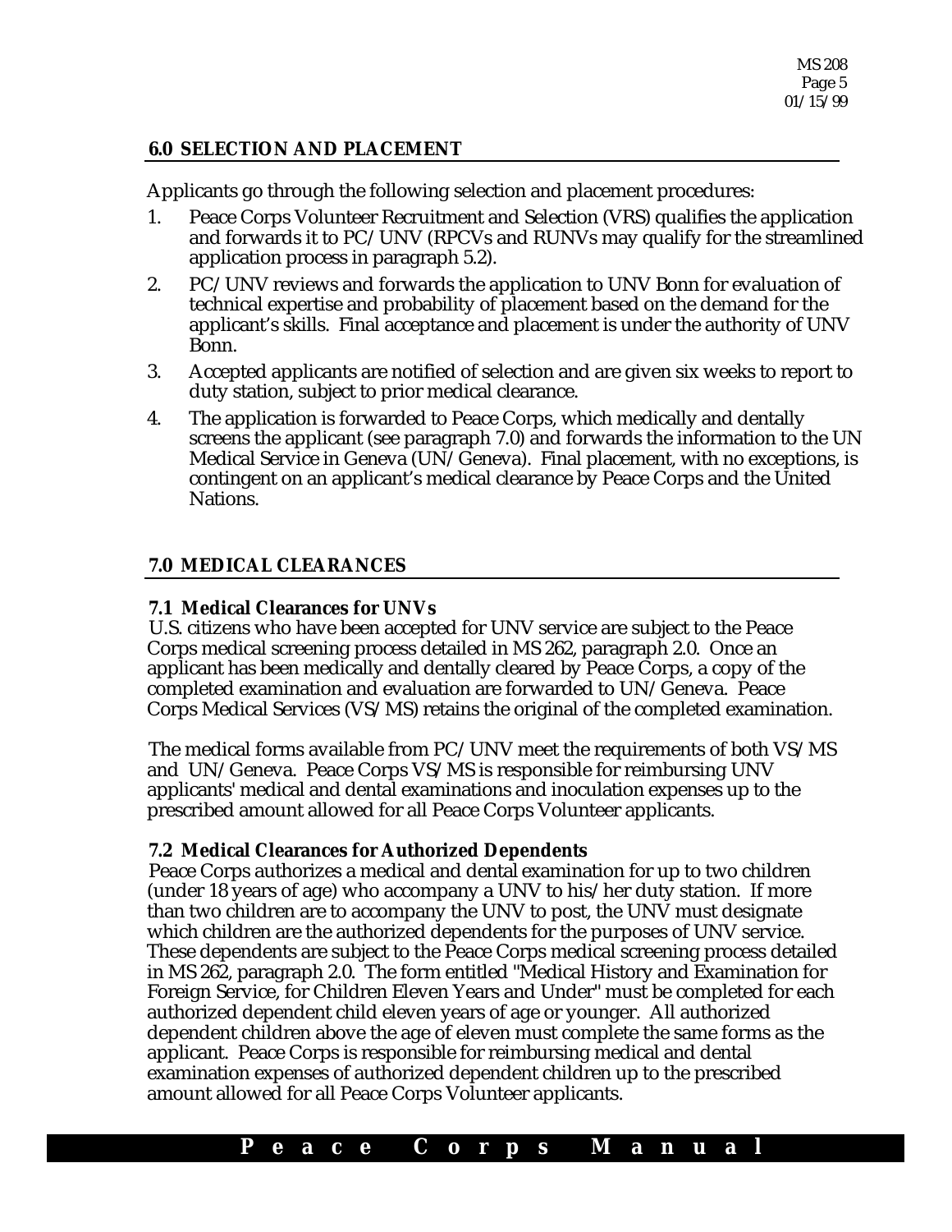## 6.0 SELECTION AND PLACEMENT

Applicants go through the following selection and placement procedures:

1. Peace Corps Volunteer Recruitment and Selection (VRS) qualifies the application and forwards it to PC/UNV (RPCVs and RUNVs may qualify for the streamlined application process in paragraph 5.2).
2. PC/UNV reviews and forwards the application to UNV Bonn for evaluation of technical expertise and probability of placement based on the demand for the applicant's skills. Final acceptance and placement is under the authority of UNV Bonn.
3. Accepted applicants are notified of selection and are given six weeks to report to duty station, subject to prior medical clearance.
4. The application is forwarded to Peace Corps, which medically and dentally screens the applicant (see paragraph 7.0) and forwards the information to the UN Medical Service in Geneva (UN/Geneva). Final placement, with no exceptions, is contingent on an applicant's medical clearance by Peace Corps and the United Nations.

## 7.0 MEDICAL CLEARANCES

### 7.1 Medical Clearances for UNVs

U.S. citizens who have been accepted for UNV service are subject to the Peace Corps medical screening process detailed in MS 262, paragraph 2.0. Once an applicant has been medically and dentally cleared by Peace Corps, a copy of the completed examination and evaluation are forwarded to UN/Geneva. Peace Corps Medical Services (VS/MS) retains the original of the completed examination.

The medical forms available from PC/UNV meet the requirements of both VS/MS and UN/Geneva. Peace Corps VS/MS is responsible for reimbursing UNV applicants' medical and dental examinations and inoculation expenses up to the prescribed amount allowed for all Peace Corps Volunteer applicants.

### 7.2 Medical Clearances for Authorized Dependents

Peace Corps authorizes a medical and dental examination for up to two children (under 18 years of age) who accompany a UNV to his/her duty station. If more than two children are to accompany the UNV to post, the UNV must designate which children are the authorized dependents for the purposes of UNV service. These dependents are subject to the Peace Corps medical screening process detailed in MS 262, paragraph 2.0. The form entitled "Medical History and Examination for Foreign Service, for Children Eleven Years and Under" must be completed for each authorized dependent child eleven years of age or younger. All authorized dependent children above the age of eleven must complete the same forms as the applicant. Peace Corps is responsible for reimbursing medical and dental examination expenses of authorized dependent children up to the prescribed amount allowed for all Peace Corps Volunteer applicants.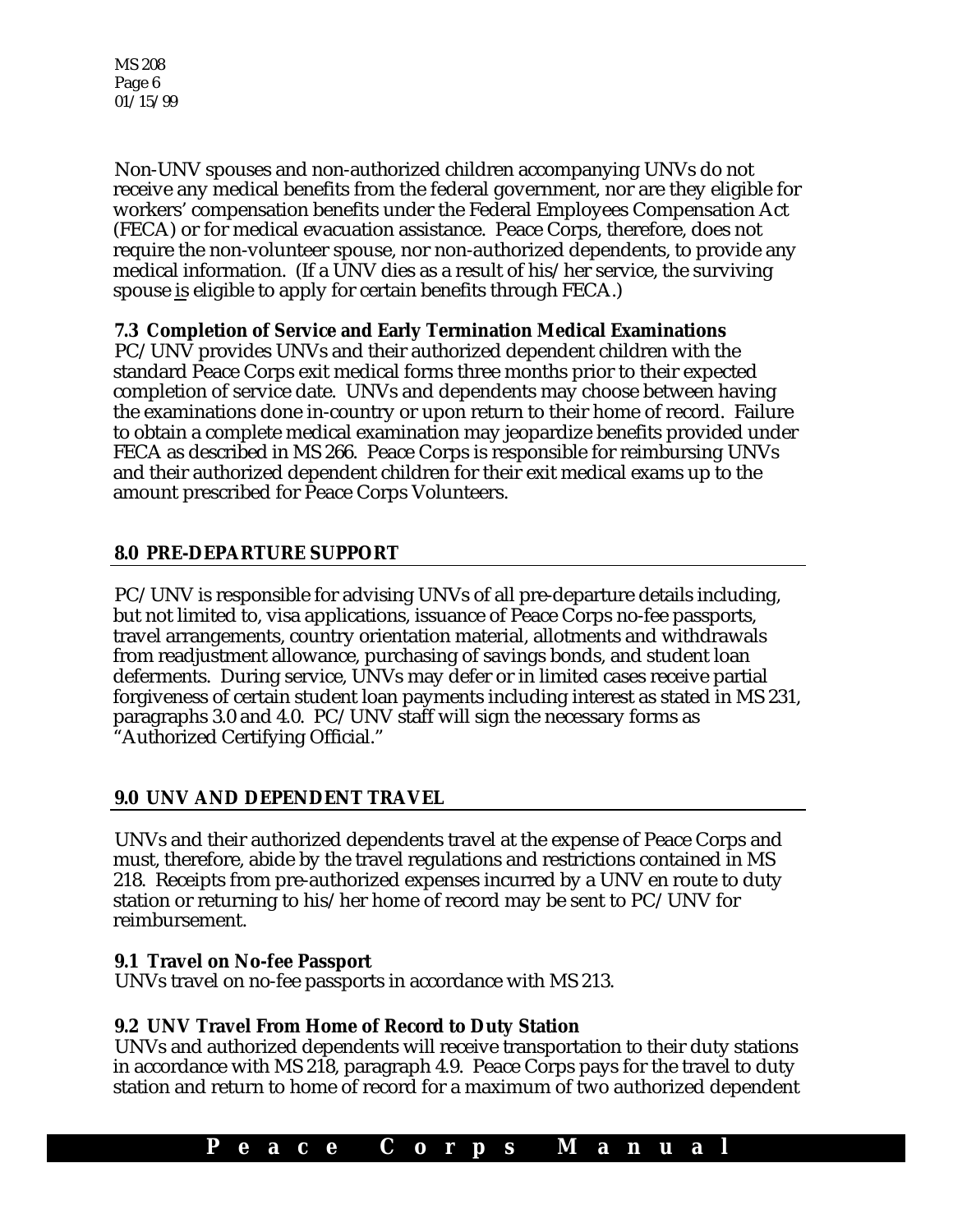Non-UNV spouses and non-authorized children accompanying UNVs do not receive any medical benefits from the federal government, nor are they eligible for workers' compensation benefits under the Federal Employees Compensation Act (FECA) or for medical evacuation assistance. Peace Corps, therefore, does not require the non-volunteer spouse, nor non-authorized dependents, to provide any medical information. (If a UNV dies as a result of his/her service, the surviving spouse is eligible to apply for certain benefits through FECA.)

### 7.3 Completion of Service and Early Termination Medical Examinations

PC/UNV provides UNVs and their authorized dependent children with the standard Peace Corps exit medical forms three months prior to their expected completion of service date. UNVs and dependents may choose between having the examinations done in-country or upon return to their home of record. Failure to obtain a complete medical examination may jeopardize benefits provided under FECA as described in MS 266. Peace Corps is responsible for reimbursing UNVs and their authorized dependent children for their exit medical exams up to the amount prescribed for Peace Corps Volunteers.

## 8.0 PRE-DEPARTURE SUPPORT

PC/UNV is responsible for advising UNVs of all pre-departure details including, but not limited to, visa applications, issuance of Peace Corps no-fee passports, travel arrangements, country orientation material, allotments and withdrawals from readjustment allowance, purchasing of savings bonds, and student loan deferments. During service, UNVs may defer or in limited cases receive partial forgiveness of certain student loan payments including interest as stated in MS 231, paragraphs 3.0 and 4.0. PC/UNV staff will sign the necessary forms as "Authorized Certifying Official."

## 9.0 UNV AND DEPENDENT TRAVEL

UNVs and their authorized dependents travel at the expense of Peace Corps and must, therefore, abide by the travel regulations and restrictions contained in MS 218. Receipts from pre-authorized expenses incurred by a UNV en route to duty station or returning to his/her home of record may be sent to PC/UNV for reimbursement.

### 9.1 Travel on No-fee Passport

UNVs travel on no-fee passports in accordance with MS 213.

### 9.2 UNV Travel From Home of Record to Duty Station

UNVs and authorized dependents will receive transportation to their duty stations in accordance with MS 218, paragraph 4.9. Peace Corps pays for the travel to duty station and return to home of record for a maximum of two authorized dependent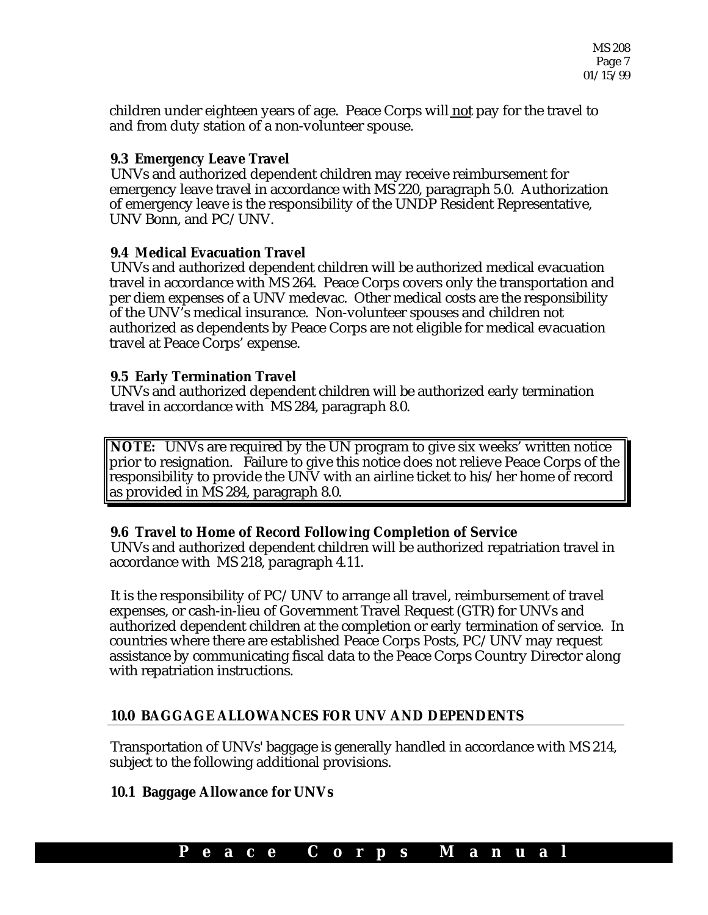children under eighteen years of age. Peace Corps will not pay for the travel to and from duty station of a non-volunteer spouse.

### 9.3 Emergency Leave Travel

UNVs and authorized dependent children may receive reimbursement for emergency leave travel in accordance with MS 220, paragraph 5.0. Authorization of emergency leave is the responsibility of the UNDP Resident Representative, UNV Bonn, and PC/UNV.

### 9.4 Medical Evacuation Travel

UNVs and authorized dependent children will be authorized medical evacuation travel in accordance with MS 264. Peace Corps covers only the transportation and per diem expenses of a UNV medevac. Other medical costs are the responsibility of the UNV's medical insurance. Non-volunteer spouses and children not authorized as dependents by Peace Corps are not eligible for medical evacuation travel at Peace Corps' expense.

### 9.5 Early Termination Travel

UNVs and authorized dependent children will be authorized early termination travel in accordance with MS 284, paragraph 8.0.

> **NOTE:** UNVs are required by the UN program to give six weeks' written notice prior to resignation. Failure to give this notice does not relieve Peace Corps of the responsibility to provide the UNV with an airline ticket to his/her home of record as provided in MS 284, paragraph 8.0.

### 9.6 Travel to Home of Record Following Completion of Service

UNVs and authorized dependent children will be authorized repatriation travel in accordance with MS 218, paragraph 4.11.

It is the responsibility of PC/UNV to arrange all travel, reimbursement of travel expenses, or cash-in-lieu of Government Travel Request (GTR) for UNVs and authorized dependent children at the completion or early termination of service. In countries where there are established Peace Corps Posts, PC/UNV may request assistance by communicating fiscal data to the Peace Corps Country Director along with repatriation instructions.

## 10.0 BAGGAGE ALLOWANCES FOR UNV AND DEPENDENTS

Transportation of UNVs' baggage is generally handled in accordance with MS 214, subject to the following additional provisions.

### 10.1 Baggage Allowance for UNVs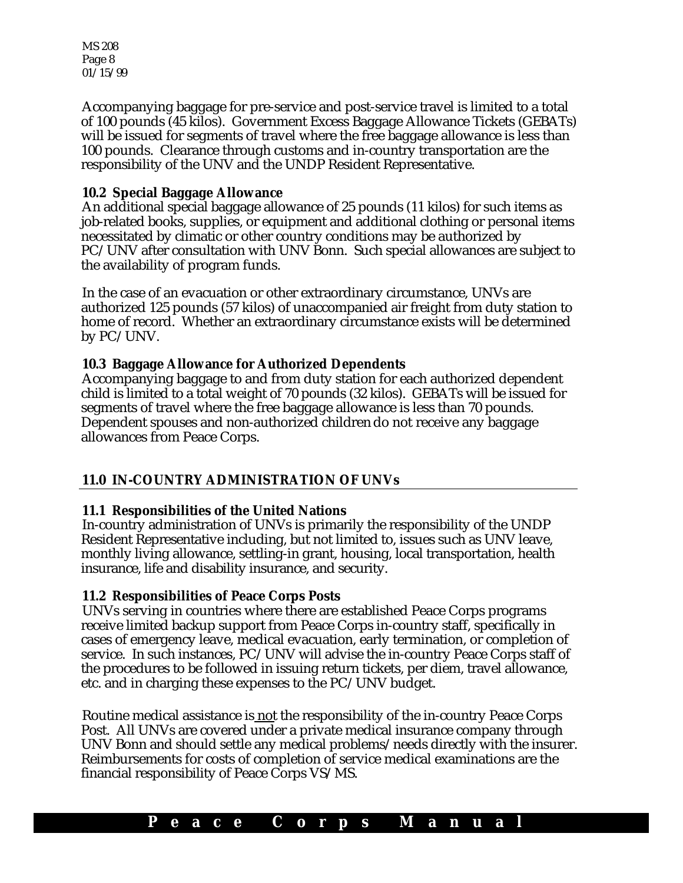Accompanying baggage for pre-service and post-service travel is limited to a total of 100 pounds (45 kilos). Government Excess Baggage Allowance Tickets (GEBATs) will be issued for segments of travel where the free baggage allowance is less than 100 pounds. Clearance through customs and in-country transportation are the responsibility of the UNV and the UNDP Resident Representative.

### 10.2 Special Baggage Allowance

An additional special baggage allowance of 25 pounds (11 kilos) for such items as job-related books, supplies, or equipment and additional clothing or personal items necessitated by climatic or other country conditions may be authorized by PC/UNV after consultation with UNV Bonn. Such special allowances are subject to the availability of program funds.

In the case of an evacuation or other extraordinary circumstance, UNVs are authorized 125 pounds (57 kilos) of unaccompanied air freight from duty station to home of record. Whether an extraordinary circumstance exists will be determined by PC/UNV.

### 10.3 Baggage Allowance for Authorized Dependents

Accompanying baggage to and from duty station for each authorized dependent child is limited to a total weight of 70 pounds (32 kilos). GEBATs will be issued for segments of travel where the free baggage allowance is less than 70 pounds. Dependent spouses and non-authorized children do not receive any baggage allowances from Peace Corps.

## 11.0 IN-COUNTRY ADMINISTRATION OF UNVs

### 11.1 Responsibilities of the United Nations

In-country administration of UNVs is primarily the responsibility of the UNDP Resident Representative including, but not limited to, issues such as UNV leave, monthly living allowance, settling-in grant, housing, local transportation, health insurance, life and disability insurance, and security.

### 11.2 Responsibilities of Peace Corps Posts

UNVs serving in countries where there are established Peace Corps programs receive limited backup support from Peace Corps in-country staff, specifically in cases of emergency leave, medical evacuation, early termination, or completion of service. In such instances, PC/UNV will advise the in-country Peace Corps staff of the procedures to be followed in issuing return tickets, per diem, travel allowance, etc. and in charging these expenses to the PC/UNV budget.

Routine medical assistance is not the responsibility of the in-country Peace Corps Post. All UNVs are covered under a private medical insurance company through UNV Bonn and should settle any medical problems/needs directly with the insurer. Reimbursements for costs of completion of service medical examinations are the financial responsibility of Peace Corps VS/MS.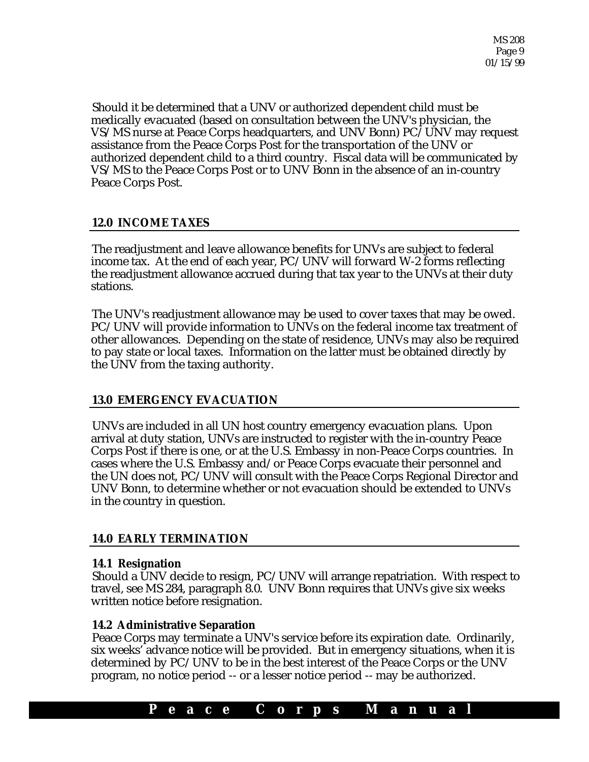Should it be determined that a UNV or authorized dependent child must be medically evacuated (based on consultation between the UNV's physician, the VS/MS nurse at Peace Corps headquarters, and UNV Bonn) PC/UNV may request assistance from the Peace Corps Post for the transportation of the UNV or authorized dependent child to a third country. Fiscal data will be communicated by VS/MS to the Peace Corps Post or to UNV Bonn in the absence of an in-country Peace Corps Post.

## 12.0 INCOME TAXES

The readjustment and leave allowance benefits for UNVs are subject to federal income tax. At the end of each year, PC/UNV will forward W-2 forms reflecting the readjustment allowance accrued during that tax year to the UNVs at their duty stations.

The UNV's readjustment allowance may be used to cover taxes that may be owed. PC/UNV will provide information to UNVs on the federal income tax treatment of other allowances. Depending on the state of residence, UNVs may also be required to pay state or local taxes. Information on the latter must be obtained directly by the UNV from the taxing authority.

## 13.0 EMERGENCY EVACUATION

UNVs are included in all UN host country emergency evacuation plans. Upon arrival at duty station, UNVs are instructed to register with the in-country Peace Corps Post if there is one, or at the U.S. Embassy in non-Peace Corps countries. In cases where the U.S. Embassy and/or Peace Corps evacuate their personnel and the UN does not, PC/UNV will consult with the Peace Corps Regional Director and UNV Bonn, to determine whether or not evacuation should be extended to UNVs in the country in question.

## 14.0 EARLY TERMINATION

### 14.1 Resignation

Should a UNV decide to resign, PC/UNV will arrange repatriation. With respect to travel, see MS 284, paragraph 8.0. UNV Bonn requires that UNVs give six weeks written notice before resignation.

### 14.2 Administrative Separation

Peace Corps may terminate a UNV's service before its expiration date. Ordinarily, six weeks' advance notice will be provided. But in emergency situations, when it is determined by PC/UNV to be in the best interest of the Peace Corps or the UNV program, no notice period -- or a lesser notice period -- may be authorized.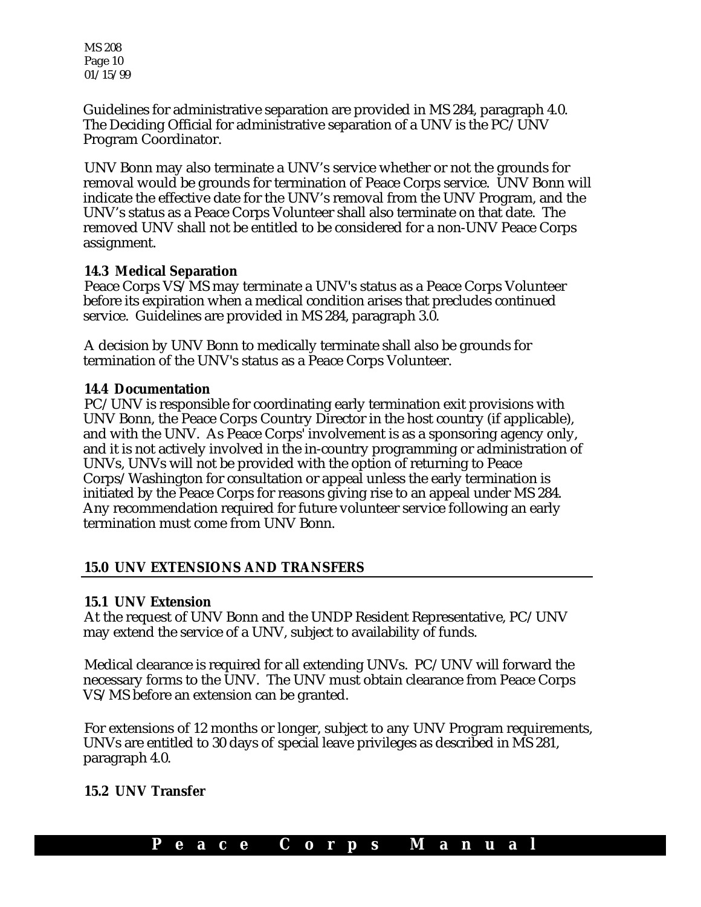Guidelines for administrative separation are provided in MS 284, paragraph 4.0. The Deciding Official for administrative separation of a UNV is the PC/UNV Program Coordinator.

UNV Bonn may also terminate a UNV's service whether or not the grounds for removal would be grounds for termination of Peace Corps service. UNV Bonn will indicate the effective date for the UNV's removal from the UNV Program, and the UNV's status as a Peace Corps Volunteer shall also terminate on that date. The removed UNV shall not be entitled to be considered for a non-UNV Peace Corps assignment.

### 14.3 Medical Separation

Peace Corps VS/MS may terminate a UNV's status as a Peace Corps Volunteer before its expiration when a medical condition arises that precludes continued service. Guidelines are provided in MS 284, paragraph 3.0.

A decision by UNV Bonn to medically terminate shall also be grounds for termination of the UNV's status as a Peace Corps Volunteer.

### 14.4 Documentation

PC/UNV is responsible for coordinating early termination exit provisions with UNV Bonn, the Peace Corps Country Director in the host country (if applicable), and with the UNV. As Peace Corps' involvement is as a sponsoring agency only, and it is not actively involved in the in-country programming or administration of UNVs, UNVs will not be provided with the option of returning to Peace Corps/Washington for consultation or appeal unless the early termination is initiated by the Peace Corps for reasons giving rise to an appeal under MS 284. Any recommendation required for future volunteer service following an early termination must come from UNV Bonn.

## 15.0 UNV EXTENSIONS AND TRANSFERS

### 15.1 UNV Extension

At the request of UNV Bonn and the UNDP Resident Representative, PC/UNV may extend the service of a UNV, subject to availability of funds.

Medical clearance is required for all extending UNVs. PC/UNV will forward the necessary forms to the UNV. The UNV must obtain clearance from Peace Corps VS/MS before an extension can be granted.

For extensions of 12 months or longer, subject to any UNV Program requirements, UNVs are entitled to 30 days of special leave privileges as described in MS 281, paragraph 4.0.

### 15.2 UNV Transfer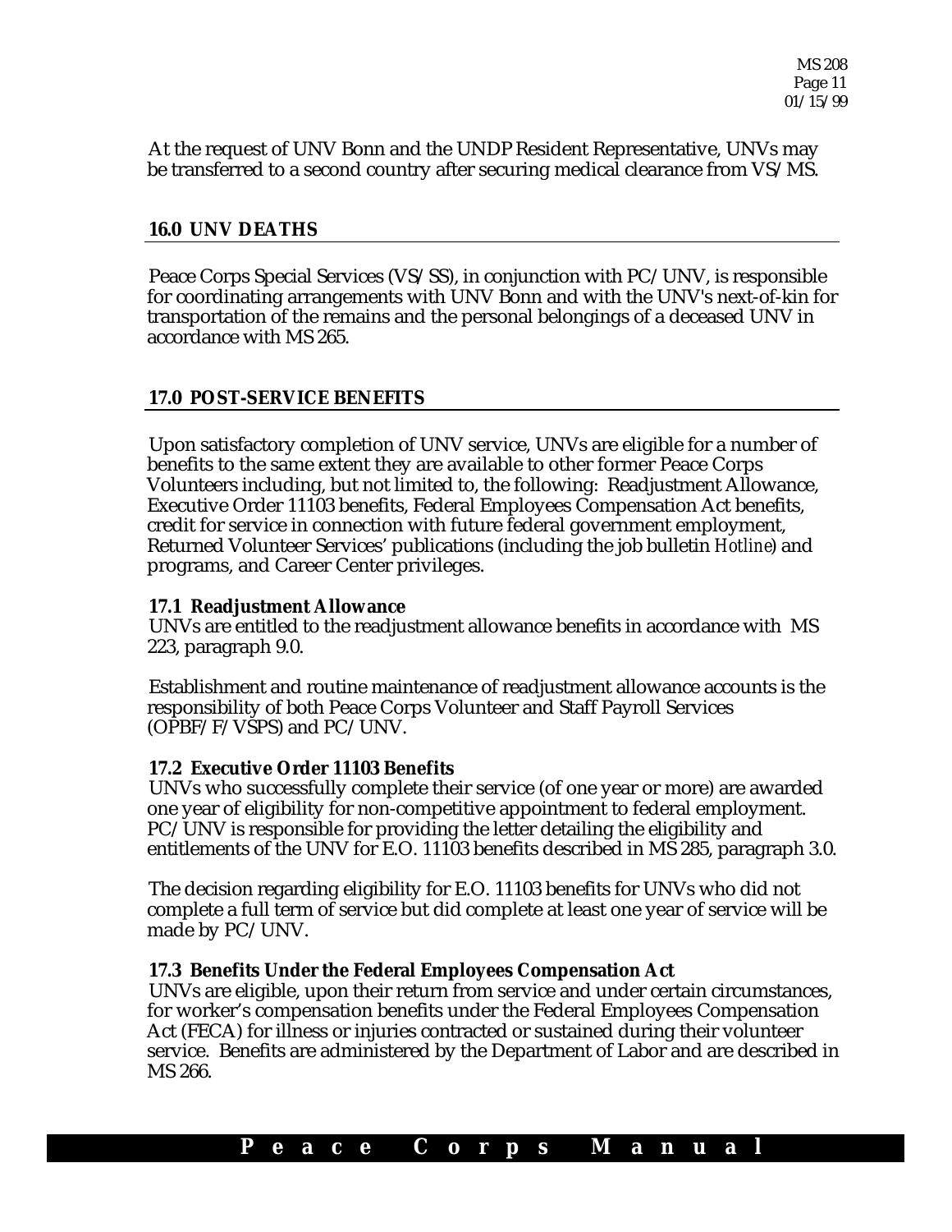At the request of UNV Bonn and the UNDP Resident Representative, UNVs may be transferred to a second country after securing medical clearance from VS/MS.

## 16.0 UNV DEATHS

Peace Corps Special Services (VS/SS), in conjunction with PC/UNV, is responsible for coordinating arrangements with UNV Bonn and with the UNV's next-of-kin for transportation of the remains and the personal belongings of a deceased UNV in accordance with MS 265.

## 17.0 POST-SERVICE BENEFITS

Upon satisfactory completion of UNV service, UNVs are eligible for a number of benefits to the same extent they are available to other former Peace Corps Volunteers including, but not limited to, the following: Readjustment Allowance, Executive Order 11103 benefits, Federal Employees Compensation Act benefits, credit for service in connection with future federal government employment, Returned Volunteer Services' publications (including the job bulletin *Hotline*) and programs, and Career Center privileges.

### 17.1 Readjustment Allowance

UNVs are entitled to the readjustment allowance benefits in accordance with MS 223, paragraph 9.0.

Establishment and routine maintenance of readjustment allowance accounts is the responsibility of both Peace Corps Volunteer and Staff Payroll Services (OPBF/F/VSPS) and PC/UNV.

### 17.2 Executive Order 11103 Benefits

UNVs who successfully complete their service (of one year or more) are awarded one year of eligibility for non-competitive appointment to federal employment. PC/UNV is responsible for providing the letter detailing the eligibility and entitlements of the UNV for E.O. 11103 benefits described in MS 285, paragraph 3.0.

The decision regarding eligibility for E.O. 11103 benefits for UNVs who did not complete a full term of service but did complete at least one year of service will be made by PC/UNV.

### 17.3 Benefits Under the Federal Employees Compensation Act

UNVs are eligible, upon their return from service and under certain circumstances, for worker's compensation benefits under the Federal Employees Compensation Act (FECA) for illness or injuries contracted or sustained during their volunteer service. Benefits are administered by the Department of Labor and are described in MS 266.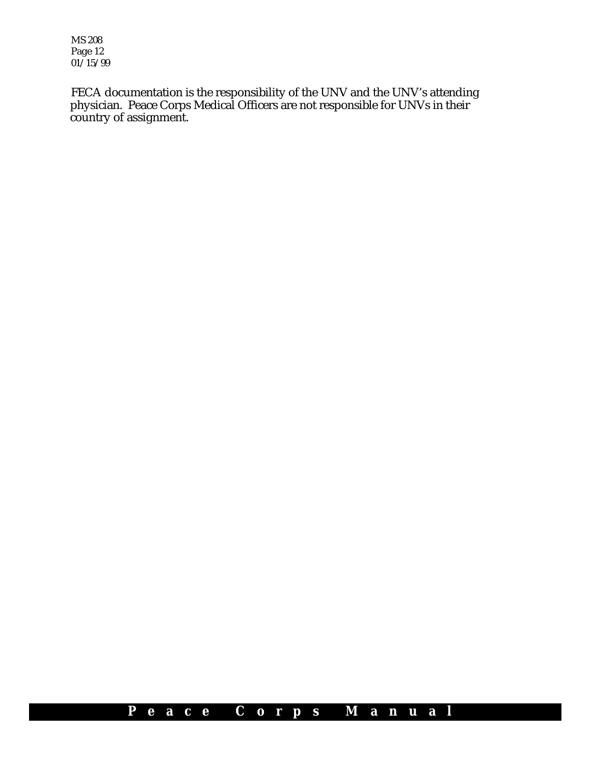FECA documentation is the responsibility of the UNV and the UNV's attending physician. Peace Corps Medical Officers are not responsible for UNVs in their country of assignment.